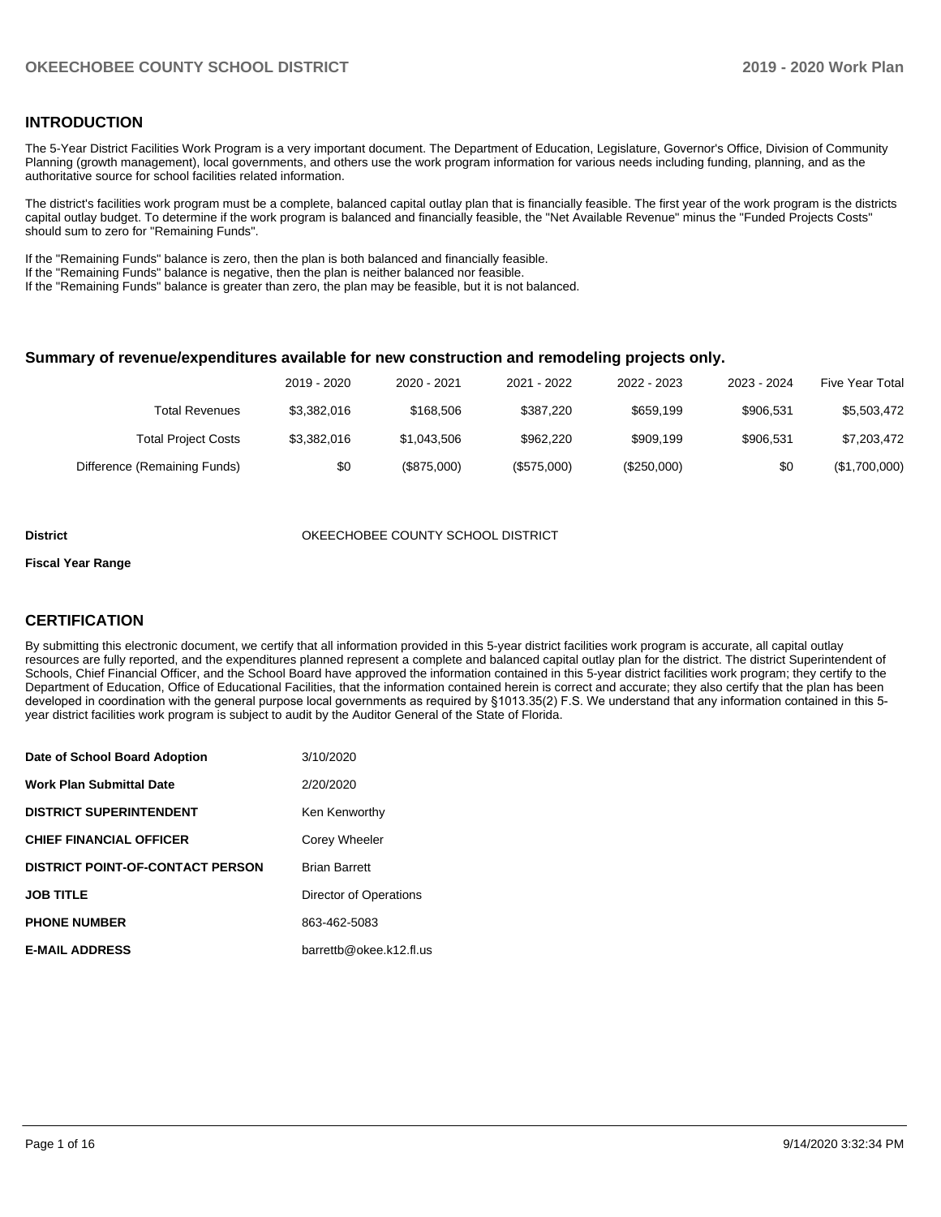## INTRODUCTION

The 5-Year District Facilities Work Program is a very important document. The Department of Education, Legislature, Governor's Office, Division of Community Planning (growth management), local governments, and others use the work program information for various needs including funding, planning, and as the authoritative source for school facilities related information.

The district's facilities work program must be a complete, balanced capital outlay plan that is financially feasible. The first year of the work program is the districts capital outlay budget. To determine if the work program is balanced and financially feasible, the "Net Available Revenue" minus the "Funded Projects Costs" should sum to zero for "Remaining Funds".

If the "Remaining Funds" balance is zero, then the plan is both balanced and financially feasible.
If the "Remaining Funds" balance is negative, then the plan is neither balanced nor feasible.
If the "Remaining Funds" balance is greater than zero, the plan may be feasible, but it is not balanced.

### Summary of revenue/expenditures available for new construction and remodeling projects only.

| | 2019 - 2020 | 2020 - 2021 | 2021 - 2022 | 2022 - 2023 | 2023 - 2024 | Five Year Total |
|---|---|---|---|---|---|---|
| Total Revenues | $3,382,016 | $168,506 | $387,220 | $659,199 | $906,531 | $5,503,472 |
| Total Project Costs | $3,382,016 | $1,043,506 | $962,220 | $909,199 | $906,531 | $7,203,472 |
| Difference (Remaining Funds) | $0 | ($875,000) | ($575,000) | ($250,000) | $0 | ($1,700,000) |

**District** OKEECHOBEE COUNTY SCHOOL DISTRICT

**Fiscal Year Range**

## CERTIFICATION

By submitting this electronic document, we certify that all information provided in this 5-year district facilities work program is accurate, all capital outlay resources are fully reported, and the expenditures planned represent a complete and balanced capital outlay plan for the district. The district Superintendent of Schools, Chief Financial Officer, and the School Board have approved the information contained in this 5-year district facilities work program; they certify to the Department of Education, Office of Educational Facilities, that the information contained herein is correct and accurate; they also certify that the plan has been developed in coordination with the general purpose local governments as required by §1013.35(2) F.S. We understand that any information contained in this 5-year district facilities work program is subject to audit by the Auditor General of the State of Florida.

| | |
|---|---|
| **Date of School Board Adoption** | 3/10/2020 |
| **Work Plan Submittal Date** | 2/20/2020 |
| **DISTRICT SUPERINTENDENT** | Ken Kenworthy |
| **CHIEF FINANCIAL OFFICER** | Corey Wheeler |
| **DISTRICT POINT-OF-CONTACT PERSON** | Brian Barrett |
| **JOB TITLE** | Director of Operations |
| **PHONE NUMBER** | 863-462-5083 |
| **E-MAIL ADDRESS** | barrettb@okee.k12.fl.us |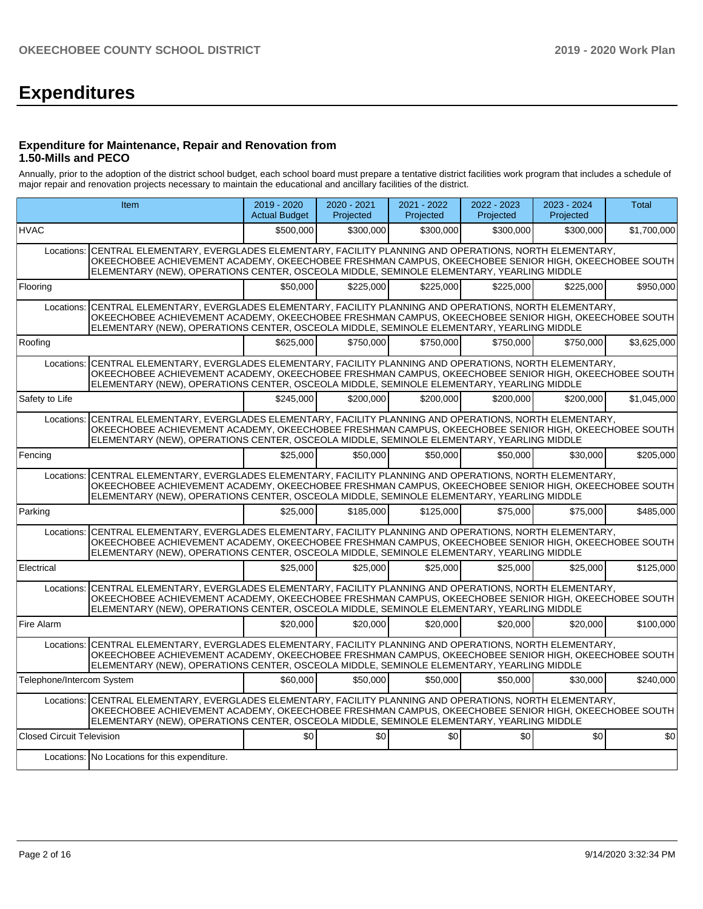# Expenditures

### Expenditure for Maintenance, Repair and Renovation from 1.50-Mills and PECO

Annually, prior to the adoption of the district school budget, each school board must prepare a tentative district facilities work program that includes a schedule of major repair and renovation projects necessary to maintain the educational and ancillary facilities of the district.

| Item | | 2019 - 2020 Actual Budget | 2020 - 2021 Projected | 2021 - 2022 Projected | 2022 - 2023 Projected | 2023 - 2024 Projected | Total |
|---|---|---|---|---|---|---|---|
| HVAC | | $500,000 | $300,000 | $300,000 | $300,000 | $300,000 | $1,700,000 |
| Locations: | CENTRAL ELEMENTARY, EVERGLADES ELEMENTARY, FACILITY PLANNING AND OPERATIONS, NORTH ELEMENTARY, OKEECHOBEE ACHIEVEMENT ACADEMY, OKEECHOBEE FRESHMAN CAMPUS, OKEECHOBEE SENIOR HIGH, OKEECHOBEE SOUTH ELEMENTARY (NEW), OPERATIONS CENTER, OSCEOLA MIDDLE, SEMINOLE ELEMENTARY, YEARLING MIDDLE | | | | | | |
| Flooring | | $50,000 | $225,000 | $225,000 | $225,000 | $225,000 | $950,000 |
| Locations: | CENTRAL ELEMENTARY, EVERGLADES ELEMENTARY, FACILITY PLANNING AND OPERATIONS, NORTH ELEMENTARY, OKEECHOBEE ACHIEVEMENT ACADEMY, OKEECHOBEE FRESHMAN CAMPUS, OKEECHOBEE SENIOR HIGH, OKEECHOBEE SOUTH ELEMENTARY (NEW), OPERATIONS CENTER, OSCEOLA MIDDLE, SEMINOLE ELEMENTARY, YEARLING MIDDLE | | | | | | |
| Roofing | | $625,000 | $750,000 | $750,000 | $750,000 | $750,000 | $3,625,000 |
| Locations: | CENTRAL ELEMENTARY, EVERGLADES ELEMENTARY, FACILITY PLANNING AND OPERATIONS, NORTH ELEMENTARY, OKEECHOBEE ACHIEVEMENT ACADEMY, OKEECHOBEE FRESHMAN CAMPUS, OKEECHOBEE SENIOR HIGH, OKEECHOBEE SOUTH ELEMENTARY (NEW), OPERATIONS CENTER, OSCEOLA MIDDLE, SEMINOLE ELEMENTARY, YEARLING MIDDLE | | | | | | |
| Safety to Life | | $245,000 | $200,000 | $200,000 | $200,000 | $200,000 | $1,045,000 |
| Locations: | CENTRAL ELEMENTARY, EVERGLADES ELEMENTARY, FACILITY PLANNING AND OPERATIONS, NORTH ELEMENTARY, OKEECHOBEE ACHIEVEMENT ACADEMY, OKEECHOBEE FRESHMAN CAMPUS, OKEECHOBEE SENIOR HIGH, OKEECHOBEE SOUTH ELEMENTARY (NEW), OPERATIONS CENTER, OSCEOLA MIDDLE, SEMINOLE ELEMENTARY, YEARLING MIDDLE | | | | | | |
| Fencing | | $25,000 | $50,000 | $50,000 | $50,000 | $30,000 | $205,000 |
| Locations: | CENTRAL ELEMENTARY, EVERGLADES ELEMENTARY, FACILITY PLANNING AND OPERATIONS, NORTH ELEMENTARY, OKEECHOBEE ACHIEVEMENT ACADEMY, OKEECHOBEE FRESHMAN CAMPUS, OKEECHOBEE SENIOR HIGH, OKEECHOBEE SOUTH ELEMENTARY (NEW), OPERATIONS CENTER, OSCEOLA MIDDLE, SEMINOLE ELEMENTARY, YEARLING MIDDLE | | | | | | |
| Parking | | $25,000 | $185,000 | $125,000 | $75,000 | $75,000 | $485,000 |
| Locations: | CENTRAL ELEMENTARY, EVERGLADES ELEMENTARY, FACILITY PLANNING AND OPERATIONS, NORTH ELEMENTARY, OKEECHOBEE ACHIEVEMENT ACADEMY, OKEECHOBEE FRESHMAN CAMPUS, OKEECHOBEE SENIOR HIGH, OKEECHOBEE SOUTH ELEMENTARY (NEW), OPERATIONS CENTER, OSCEOLA MIDDLE, SEMINOLE ELEMENTARY, YEARLING MIDDLE | | | | | | |
| Electrical | | $25,000 | $25,000 | $25,000 | $25,000 | $25,000 | $125,000 |
| Locations: | CENTRAL ELEMENTARY, EVERGLADES ELEMENTARY, FACILITY PLANNING AND OPERATIONS, NORTH ELEMENTARY, OKEECHOBEE ACHIEVEMENT ACADEMY, OKEECHOBEE FRESHMAN CAMPUS, OKEECHOBEE SENIOR HIGH, OKEECHOBEE SOUTH ELEMENTARY (NEW), OPERATIONS CENTER, OSCEOLA MIDDLE, SEMINOLE ELEMENTARY, YEARLING MIDDLE | | | | | | |
| Fire Alarm | | $20,000 | $20,000 | $20,000 | $20,000 | $20,000 | $100,000 |
| Locations: | CENTRAL ELEMENTARY, EVERGLADES ELEMENTARY, FACILITY PLANNING AND OPERATIONS, NORTH ELEMENTARY, OKEECHOBEE ACHIEVEMENT ACADEMY, OKEECHOBEE FRESHMAN CAMPUS, OKEECHOBEE SENIOR HIGH, OKEECHOBEE SOUTH ELEMENTARY (NEW), OPERATIONS CENTER, OSCEOLA MIDDLE, SEMINOLE ELEMENTARY, YEARLING MIDDLE | | | | | | |
| Telephone/Intercom System | | $60,000 | $50,000 | $50,000 | $50,000 | $30,000 | $240,000 |
| Locations: | CENTRAL ELEMENTARY, EVERGLADES ELEMENTARY, FACILITY PLANNING AND OPERATIONS, NORTH ELEMENTARY, OKEECHOBEE ACHIEVEMENT ACADEMY, OKEECHOBEE FRESHMAN CAMPUS, OKEECHOBEE SENIOR HIGH, OKEECHOBEE SOUTH ELEMENTARY (NEW), OPERATIONS CENTER, OSCEOLA MIDDLE, SEMINOLE ELEMENTARY, YEARLING MIDDLE | | | | | | |
| Closed Circuit Television | | $0 | $0 | $0 | $0 | $0 | $0 |
| Locations: | No Locations for this expenditure. | | | | | | |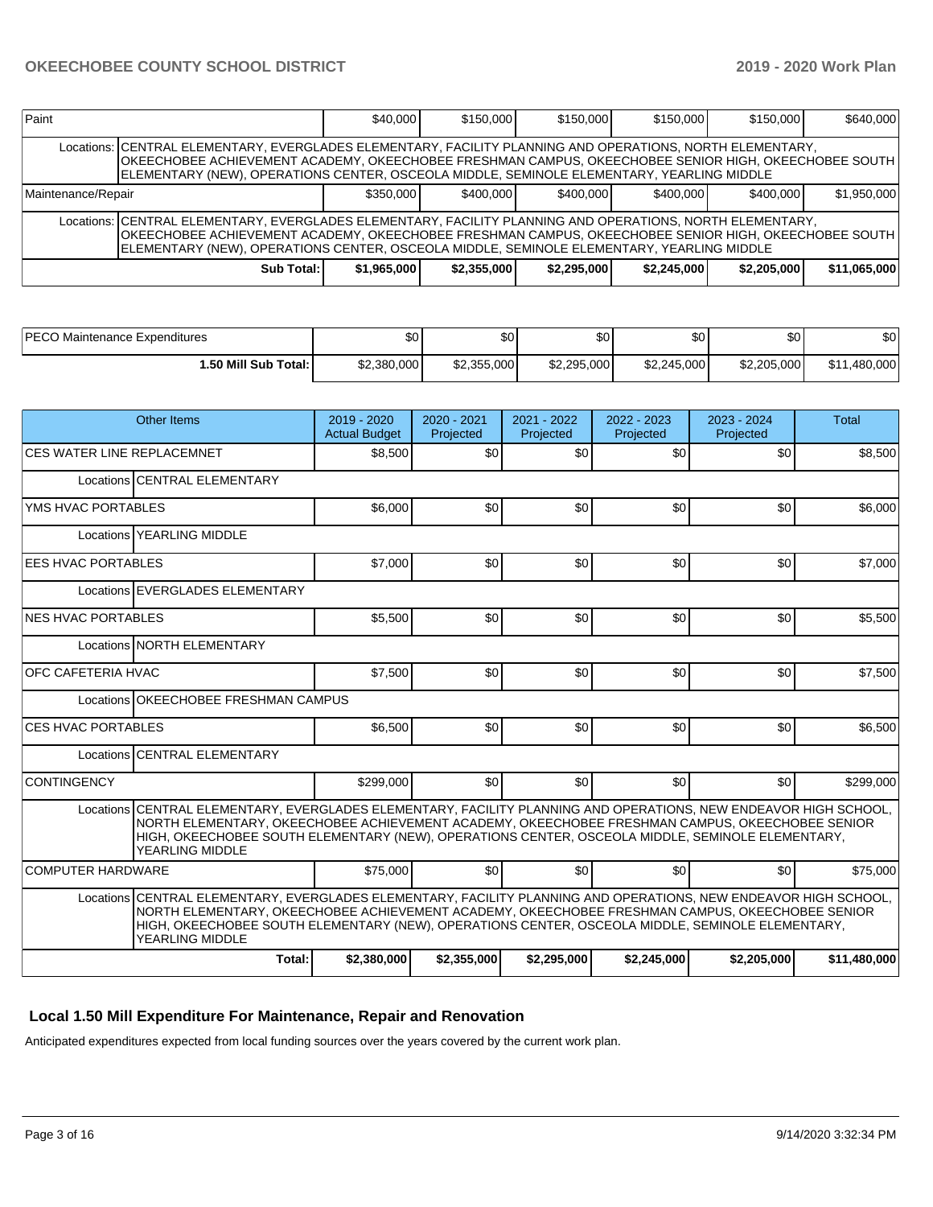| | | | | | | |
|---|---|---|---|---|---|---|
| Paint | | $40,000 | $150,000 | $150,000 | $150,000 | $150,000 | $640,000 |
| | Locations: CENTRAL ELEMENTARY, EVERGLADES ELEMENTARY, FACILITY PLANNING AND OPERATIONS, NORTH ELEMENTARY, OKEECHOBEE ACHIEVEMENT ACADEMY, OKEECHOBEE FRESHMAN CAMPUS, OKEECHOBEE SENIOR HIGH, OKEECHOBEE SOUTH ELEMENTARY (NEW), OPERATIONS CENTER, OSCEOLA MIDDLE, SEMINOLE ELEMENTARY, YEARLING MIDDLE | | | | | | |
| Maintenance/Repair | | $350,000 | $400,000 | $400,000 | $400,000 | $400,000 | $1,950,000 |
| | Locations: CENTRAL ELEMENTARY, EVERGLADES ELEMENTARY, FACILITY PLANNING AND OPERATIONS, NORTH ELEMENTARY, OKEECHOBEE ACHIEVEMENT ACADEMY, OKEECHOBEE FRESHMAN CAMPUS, OKEECHOBEE SENIOR HIGH, OKEECHOBEE SOUTH ELEMENTARY (NEW), OPERATIONS CENTER, OSCEOLA MIDDLE, SEMINOLE ELEMENTARY, YEARLING MIDDLE | | | | | | |
| | **Sub Total:** | **$1,965,000** | **$2,355,000** | **$2,295,000** | **$2,245,000** | **$2,205,000** | **$11,065,000** |

| | | | | | | |
|---|---|---|---|---|---|---|
| PECO Maintenance Expenditures | $0 | $0 | $0 | $0 | $0 | $0 |
| **1.50 Mill Sub Total:** | $2,380,000 | $2,355,000 | $2,295,000 | $2,245,000 | $2,205,000 | $11,480,000 |

| Other Items | | 2019 - 2020 Actual Budget | 2020 - 2021 Projected | 2021 - 2022 Projected | 2022 - 2023 Projected | 2023 - 2024 Projected | Total |
|---|---|---|---|---|---|---|---|
| CES WATER LINE REPLACEMNET | | $8,500 | $0 | $0 | $0 | $0 | $8,500 |
| | Locations CENTRAL ELEMENTARY | | | | | | |
| YMS HVAC PORTABLES | | $6,000 | $0 | $0 | $0 | $0 | $6,000 |
| | Locations YEARLING MIDDLE | | | | | | |
| EES HVAC PORTABLES | | $7,000 | $0 | $0 | $0 | $0 | $7,000 |
| | Locations EVERGLADES ELEMENTARY | | | | | | |
| NES HVAC PORTABLES | | $5,500 | $0 | $0 | $0 | $0 | $5,500 |
| | Locations NORTH ELEMENTARY | | | | | | |
| OFC CAFETERIA HVAC | | $7,500 | $0 | $0 | $0 | $0 | $7,500 |
| | Locations OKEECHOBEE FRESHMAN CAMPUS | | | | | | |
| CES HVAC PORTABLES | | $6,500 | $0 | $0 | $0 | $0 | $6,500 |
| | Locations CENTRAL ELEMENTARY | | | | | | |
| CONTINGENCY | | $299,000 | $0 | $0 | $0 | $0 | $299,000 |
| | Locations CENTRAL ELEMENTARY, EVERGLADES ELEMENTARY, FACILITY PLANNING AND OPERATIONS, NEW ENDEAVOR HIGH SCHOOL, NORTH ELEMENTARY, OKEECHOBEE ACHIEVEMENT ACADEMY, OKEECHOBEE FRESHMAN CAMPUS, OKEECHOBEE SENIOR HIGH, OKEECHOBEE SOUTH ELEMENTARY (NEW), OPERATIONS CENTER, OSCEOLA MIDDLE, SEMINOLE ELEMENTARY, YEARLING MIDDLE | | | | | | |
| COMPUTER HARDWARE | | $75,000 | $0 | $0 | $0 | $0 | $75,000 |
| | Locations CENTRAL ELEMENTARY, EVERGLADES ELEMENTARY, FACILITY PLANNING AND OPERATIONS, NEW ENDEAVOR HIGH SCHOOL, NORTH ELEMENTARY, OKEECHOBEE ACHIEVEMENT ACADEMY, OKEECHOBEE FRESHMAN CAMPUS, OKEECHOBEE SENIOR HIGH, OKEECHOBEE SOUTH ELEMENTARY (NEW), OPERATIONS CENTER, OSCEOLA MIDDLE, SEMINOLE ELEMENTARY, YEARLING MIDDLE | | | | | | |
| | **Total:** | **$2,380,000** | **$2,355,000** | **$2,295,000** | **$2,245,000** | **$2,205,000** | **$11,480,000** |

## Local 1.50 Mill Expenditure For Maintenance, Repair and Renovation

Anticipated expenditures expected from local funding sources over the years covered by the current work plan.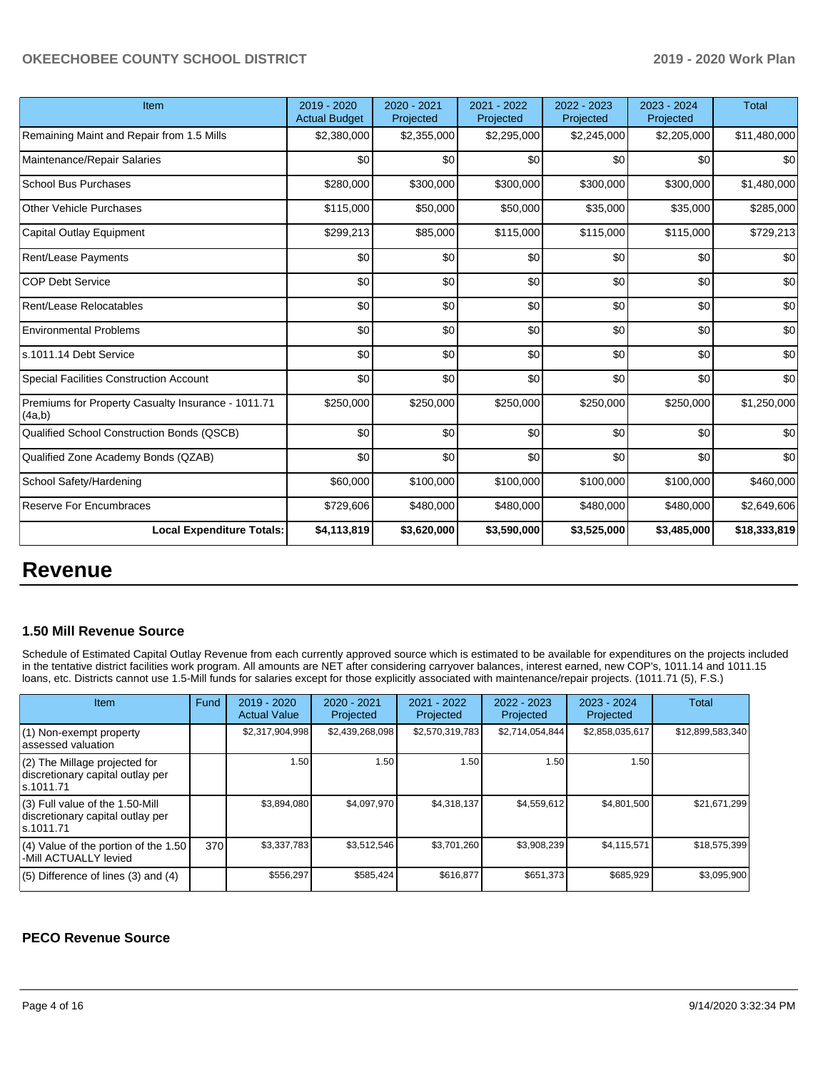| Item | 2019 - 2020 Actual Budget | 2020 - 2021 Projected | 2021 - 2022 Projected | 2022 - 2023 Projected | 2023 - 2024 Projected | Total |
|---|---|---|---|---|---|---|
| Remaining Maint and Repair from 1.5 Mills | $2,380,000 | $2,355,000 | $2,295,000 | $2,245,000 | $2,205,000 | $11,480,000 |
| Maintenance/Repair Salaries | $0 | $0 | $0 | $0 | $0 | $0 |
| School Bus Purchases | $280,000 | $300,000 | $300,000 | $300,000 | $300,000 | $1,480,000 |
| Other Vehicle Purchases | $115,000 | $50,000 | $50,000 | $35,000 | $35,000 | $285,000 |
| Capital Outlay Equipment | $299,213 | $85,000 | $115,000 | $115,000 | $115,000 | $729,213 |
| Rent/Lease Payments | $0 | $0 | $0 | $0 | $0 | $0 |
| COP Debt Service | $0 | $0 | $0 | $0 | $0 | $0 |
| Rent/Lease Relocatables | $0 | $0 | $0 | $0 | $0 | $0 |
| Environmental Problems | $0 | $0 | $0 | $0 | $0 | $0 |
| s.1011.14 Debt Service | $0 | $0 | $0 | $0 | $0 | $0 |
| Special Facilities Construction Account | $0 | $0 | $0 | $0 | $0 | $0 |
| Premiums for Property Casualty Insurance - 1011.71 (4a,b) | $250,000 | $250,000 | $250,000 | $250,000 | $250,000 | $1,250,000 |
| Qualified School Construction Bonds (QSCB) | $0 | $0 | $0 | $0 | $0 | $0 |
| Qualified Zone Academy Bonds (QZAB) | $0 | $0 | $0 | $0 | $0 | $0 |
| School Safety/Hardening | $60,000 | $100,000 | $100,000 | $100,000 | $100,000 | $460,000 |
| Reserve For Encumbraces | $729,606 | $480,000 | $480,000 | $480,000 | $480,000 | $2,649,606 |
| **Local Expenditure Totals:** | **$4,113,819** | **$3,620,000** | **$3,590,000** | **$3,525,000** | **$3,485,000** | **$18,333,819** |

# Revenue

### 1.50 Mill Revenue Source

Schedule of Estimated Capital Outlay Revenue from each currently approved source which is estimated to be available for expenditures on the projects included in the tentative district facilities work program. All amounts are NET after considering carryover balances, interest earned, new COP's, 1011.14 and 1011.15 loans, etc. Districts cannot use 1.5-Mill funds for salaries except for those explicitly associated with maintenance/repair projects. (1011.71 (5), F.S.)

| Item | Fund | 2019 - 2020 Actual Value | 2020 - 2021 Projected | 2021 - 2022 Projected | 2022 - 2023 Projected | 2023 - 2024 Projected | Total |
|---|---|---|---|---|---|---|---|
| (1) Non-exempt property assessed valuation | | $2,317,904,998 | $2,439,268,098 | $2,570,319,783 | $2,714,054,844 | $2,858,035,617 | $12,899,583,340 |
| (2) The Millage projected for discretionary capital outlay per s.1011.71 | | 1.50 | 1.50 | 1.50 | 1.50 | 1.50 | |
| (3) Full value of the 1.50-Mill discretionary capital outlay per s.1011.71 | | $3,894,080 | $4,097,970 | $4,318,137 | $4,559,612 | $4,801,500 | $21,671,299 |
| (4) Value of the portion of the 1.50 -Mill ACTUALLY levied | 370 | $3,337,783 | $3,512,546 | $3,701,260 | $3,908,239 | $4,115,571 | $18,575,399 |
| (5) Difference of lines (3) and (4) | | $556,297 | $585,424 | $616,877 | $651,373 | $685,929 | $3,095,900 |

### PECO Revenue Source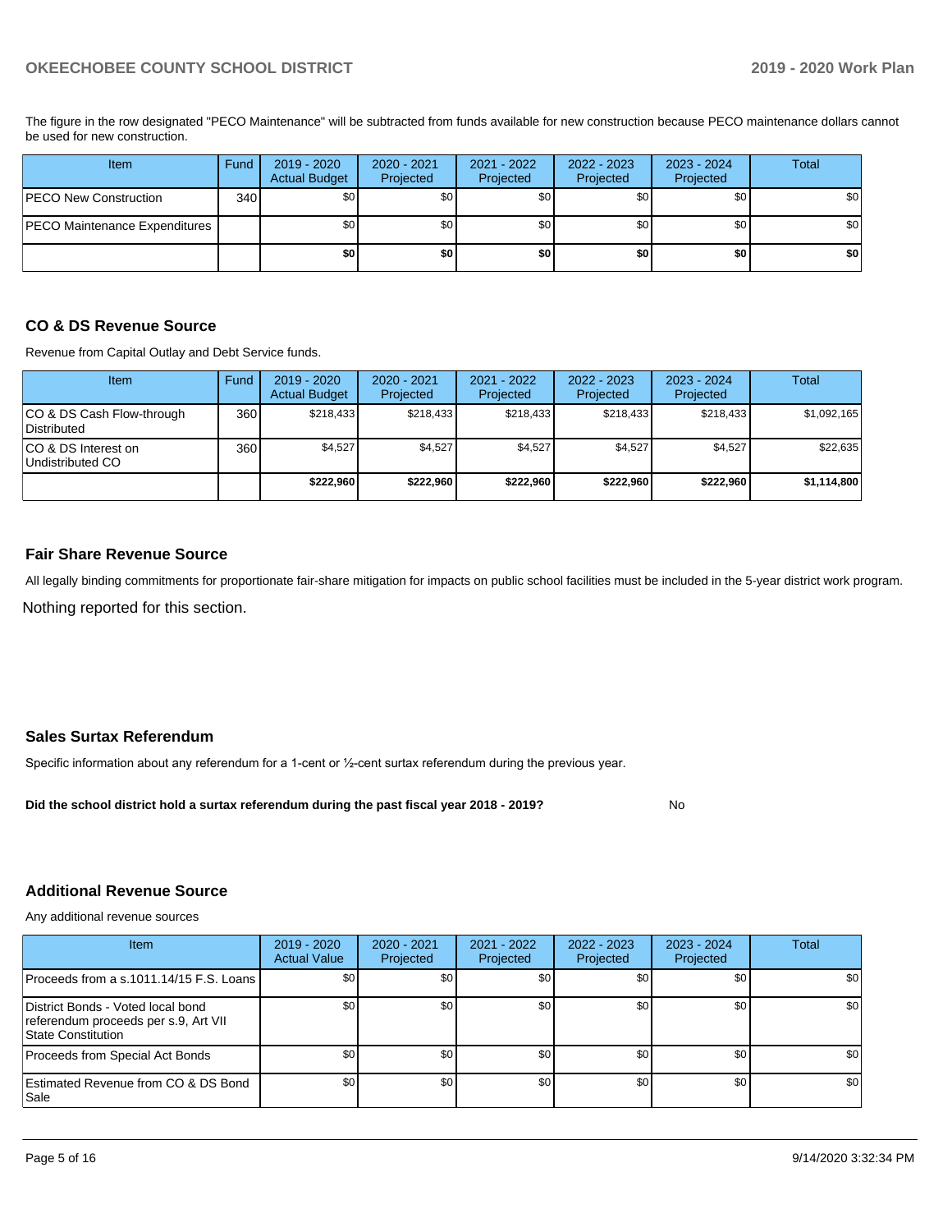The figure in the row designated "PECO Maintenance" will be subtracted from funds available for new construction because PECO maintenance dollars cannot be used for new construction.

| Item | Fund | 2019 - 2020 Actual Budget | 2020 - 2021 Projected | 2021 - 2022 Projected | 2022 - 2023 Projected | 2023 - 2024 Projected | Total |
|---|---|---|---|---|---|---|---|
| PECO New Construction | 340 | $0 | $0 | $0 | $0 | $0 | $0 |
| PECO Maintenance Expenditures | | $0 | $0 | $0 | $0 | $0 | $0 |
| | | **$0** | **$0** | **$0** | **$0** | **$0** | **$0** |

## CO & DS Revenue Source

Revenue from Capital Outlay and Debt Service funds.

| Item | Fund | 2019 - 2020 Actual Budget | 2020 - 2021 Projected | 2021 - 2022 Projected | 2022 - 2023 Projected | 2023 - 2024 Projected | Total |
|---|---|---|---|---|---|---|---|
| CO & DS Cash Flow-through Distributed | 360 | $218,433 | $218,433 | $218,433 | $218,433 | $218,433 | $1,092,165 |
| CO & DS Interest on Undistributed CO | 360 | $4,527 | $4,527 | $4,527 | $4,527 | $4,527 | $22,635 |
| | | **$222,960** | **$222,960** | **$222,960** | **$222,960** | **$222,960** | **$1,114,800** |

## Fair Share Revenue Source

All legally binding commitments for proportionate fair-share mitigation for impacts on public school facilities must be included in the 5-year district work program.

Nothing reported for this section.

## Sales Surtax Referendum

Specific information about any referendum for a 1-cent or ½-cent surtax referendum during the previous year.

**Did the school district hold a surtax referendum during the past fiscal year 2018 - 2019?** No

## Additional Revenue Source

Any additional revenue sources

| Item | 2019 - 2020 Actual Value | 2020 - 2021 Projected | 2021 - 2022 Projected | 2022 - 2023 Projected | 2023 - 2024 Projected | Total |
|---|---|---|---|---|---|---|
| Proceeds from a s.1011.14/15 F.S. Loans | $0 | $0 | $0 | $0 | $0 | $0 |
| District Bonds - Voted local bond referendum proceeds per s.9, Art VII State Constitution | $0 | $0 | $0 | $0 | $0 | $0 |
| Proceeds from Special Act Bonds | $0 | $0 | $0 | $0 | $0 | $0 |
| Estimated Revenue from CO & DS Bond Sale | $0 | $0 | $0 | $0 | $0 | $0 |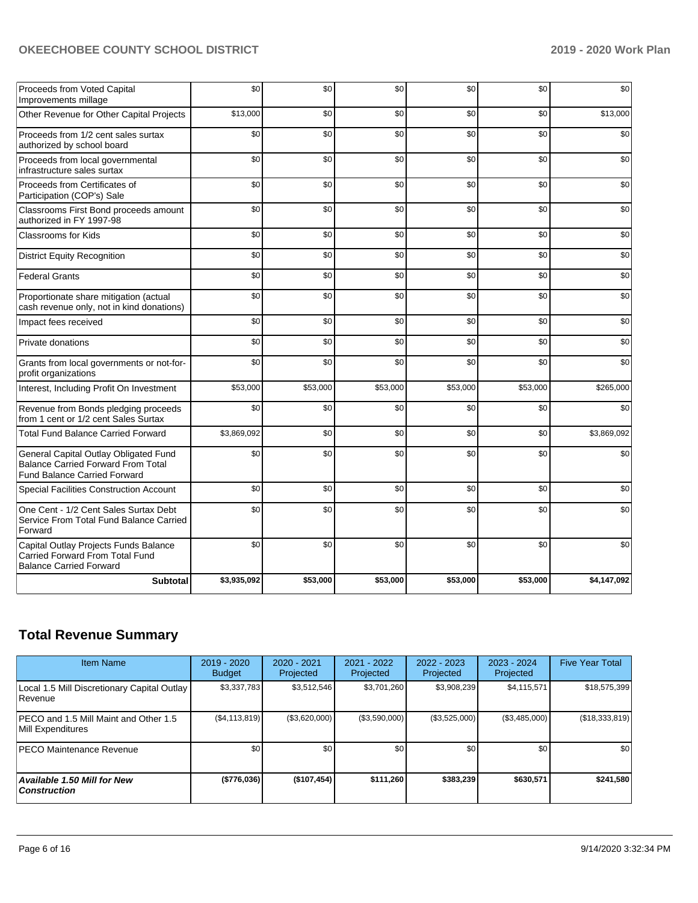| | | | | | | |
|---|---|---|---|---|---|---|
| Proceeds from Voted Capital Improvements millage | $0 | $0 | $0 | $0 | $0 | $0 |
| Other Revenue for Other Capital Projects | $13,000 | $0 | $0 | $0 | $0 | $13,000 |
| Proceeds from 1/2 cent sales surtax authorized by school board | $0 | $0 | $0 | $0 | $0 | $0 |
| Proceeds from local governmental infrastructure sales surtax | $0 | $0 | $0 | $0 | $0 | $0 |
| Proceeds from Certificates of Participation (COP's) Sale | $0 | $0 | $0 | $0 | $0 | $0 |
| Classrooms First Bond proceeds amount authorized in FY 1997-98 | $0 | $0 | $0 | $0 | $0 | $0 |
| Classrooms for Kids | $0 | $0 | $0 | $0 | $0 | $0 |
| District Equity Recognition | $0 | $0 | $0 | $0 | $0 | $0 |
| Federal Grants | $0 | $0 | $0 | $0 | $0 | $0 |
| Proportionate share mitigation (actual cash revenue only, not in kind donations) | $0 | $0 | $0 | $0 | $0 | $0 |
| Impact fees received | $0 | $0 | $0 | $0 | $0 | $0 |
| Private donations | $0 | $0 | $0 | $0 | $0 | $0 |
| Grants from local governments or not-for-profit organizations | $0 | $0 | $0 | $0 | $0 | $0 |
| Interest, Including Profit On Investment | $53,000 | $53,000 | $53,000 | $53,000 | $53,000 | $265,000 |
| Revenue from Bonds pledging proceeds from 1 cent or 1/2 cent Sales Surtax | $0 | $0 | $0 | $0 | $0 | $0 |
| Total Fund Balance Carried Forward | $3,869,092 | $0 | $0 | $0 | $0 | $3,869,092 |
| General Capital Outlay Obligated Fund Balance Carried Forward From Total Fund Balance Carried Forward | $0 | $0 | $0 | $0 | $0 | $0 |
| Special Facilities Construction Account | $0 | $0 | $0 | $0 | $0 | $0 |
| One Cent - 1/2 Cent Sales Surtax Debt Service From Total Fund Balance Carried Forward | $0 | $0 | $0 | $0 | $0 | $0 |
| Capital Outlay Projects Funds Balance Carried Forward From Total Fund Balance Carried Forward | $0 | $0 | $0 | $0 | $0 | $0 |
| **Subtotal** | **$3,935,092** | **$53,000** | **$53,000** | **$53,000** | **$53,000** | **$4,147,092** |

## Total Revenue Summary

| Item Name | 2019 - 2020 Budget | 2020 - 2021 Projected | 2021 - 2022 Projected | 2022 - 2023 Projected | 2023 - 2024 Projected | Five Year Total |
|---|---|---|---|---|---|---|
| Local 1.5 Mill Discretionary Capital Outlay Revenue | $3,337,783 | $3,512,546 | $3,701,260 | $3,908,239 | $4,115,571 | $18,575,399 |
| PECO and 1.5 Mill Maint and Other 1.5 Mill Expenditures | ($4,113,819) | ($3,620,000) | ($3,590,000) | ($3,525,000) | ($3,485,000) | ($18,333,819) |
| PECO Maintenance Revenue | $0 | $0 | $0 | $0 | $0 | $0 |
| ***Available 1.50 Mill for New Construction*** | **($776,036)** | **($107,454)** | **$111,260** | **$383,239** | **$630,571** | **$241,580** |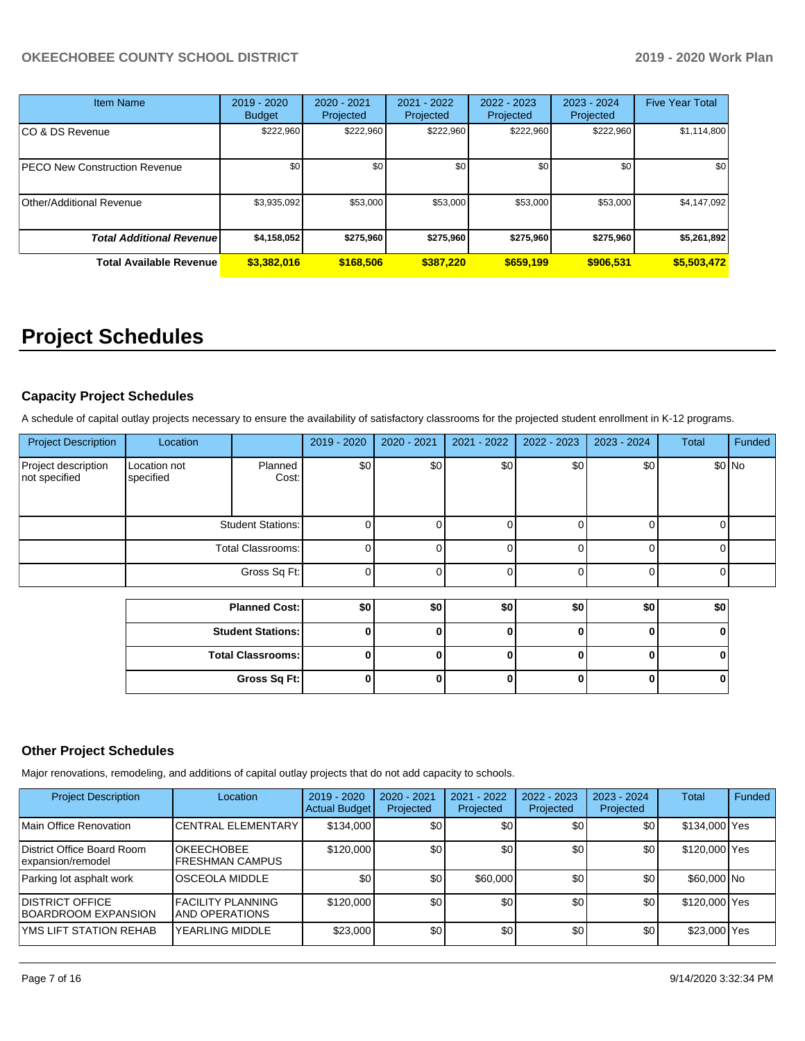| Item Name | 2019 - 2020 Budget | 2020 - 2021 Projected | 2021 - 2022 Projected | 2022 - 2023 Projected | 2023 - 2024 Projected | Five Year Total |
|---|---|---|---|---|---|---|
| CO & DS Revenue | $222,960 | $222,960 | $222,960 | $222,960 | $222,960 | $1,114,800 |
| PECO New Construction Revenue | $0 | $0 | $0 | $0 | $0 | $0 |
| Other/Additional Revenue | $3,935,092 | $53,000 | $53,000 | $53,000 | $53,000 | $4,147,092 |
| ***Total Additional Revenue*** | **$4,158,052** | **$275,960** | **$275,960** | **$275,960** | **$275,960** | **$5,261,892** |
| **Total Available Revenue** | **$3,382,016** | **$168,506** | **$387,220** | **$659,199** | **$906,531** | **$5,503,472** |

# Project Schedules

### Capacity Project Schedules

A schedule of capital outlay projects necessary to ensure the availability of satisfactory classrooms for the projected student enrollment in K-12 programs.

| Project Description | Location | | 2019 - 2020 | 2020 - 2021 | 2021 - 2022 | 2022 - 2023 | 2023 - 2024 | Total | Funded |
|---|---|---|---|---|---|---|---|---|---|
| Project description not specified | Location not specified | Planned Cost: | $0 | $0 | $0 | $0 | $0 | $0 | No |
| | | Student Stations: | 0 | 0 | 0 | 0 | 0 | 0 | |
| | | Total Classrooms: | 0 | 0 | 0 | 0 | 0 | 0 | |
| | | Gross Sq Ft: | 0 | 0 | 0 | 0 | 0 | 0 | |

| | 2019 - 2020 | 2020 - 2021 | 2021 - 2022 | 2022 - 2023 | 2023 - 2024 | Total |
|---|---|---|---|---|---|---|
| **Planned Cost:** | **$0** | **$0** | **$0** | **$0** | **$0** | **$0** |
| **Student Stations:** | **0** | **0** | **0** | **0** | **0** | **0** |
| **Total Classrooms:** | **0** | **0** | **0** | **0** | **0** | **0** |
| **Gross Sq Ft:** | **0** | **0** | **0** | **0** | **0** | **0** |

### Other Project Schedules

Major renovations, remodeling, and additions of capital outlay projects that do not add capacity to schools.

| Project Description | Location | 2019 - 2020 Actual Budget | 2020 - 2021 Projected | 2021 - 2022 Projected | 2022 - 2023 Projected | 2023 - 2024 Projected | Total | Funded |
|---|---|---|---|---|---|---|---|---|
| Main Office Renovation | CENTRAL ELEMENTARY | $134,000 | $0 | $0 | $0 | $0 | $134,000 | Yes |
| District Office Board Room expansion/remodel | OKEECHOBEE FRESHMAN CAMPUS | $120,000 | $0 | $0 | $0 | $0 | $120,000 | Yes |
| Parking lot asphalt work | OSCEOLA MIDDLE | $0 | $0 | $60,000 | $0 | $0 | $60,000 | No |
| DISTRICT OFFICE BOARDROOM EXPANSION | FACILITY PLANNING AND OPERATIONS | $120,000 | $0 | $0 | $0 | $0 | $120,000 | Yes |
| YMS LIFT STATION REHAB | YEARLING MIDDLE | $23,000 | $0 | $0 | $0 | $0 | $23,000 | Yes |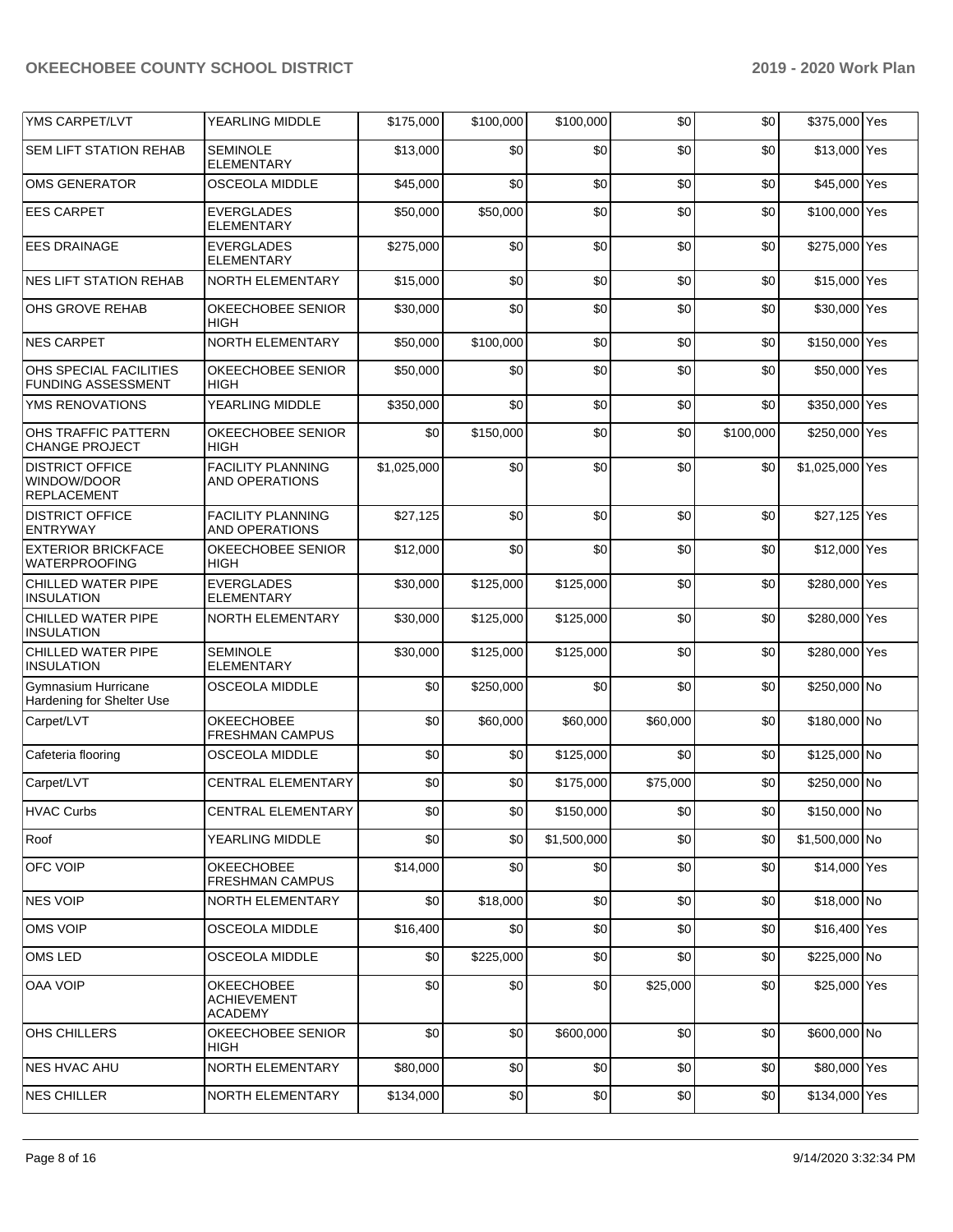| | | | | | | | | |
|---|---|---|---|---|---|---|---|---|
| YMS CARPET/LVT | YEARLING MIDDLE | $175,000 | $100,000 | $100,000 | $0 | $0 | $375,000 | Yes |
| SEM LIFT STATION REHAB | SEMINOLE ELEMENTARY | $13,000 | $0 | $0 | $0 | $0 | $13,000 | Yes |
| OMS GENERATOR | OSCEOLA MIDDLE | $45,000 | $0 | $0 | $0 | $0 | $45,000 | Yes |
| EES CARPET | EVERGLADES ELEMENTARY | $50,000 | $50,000 | $0 | $0 | $0 | $100,000 | Yes |
| EES DRAINAGE | EVERGLADES ELEMENTARY | $275,000 | $0 | $0 | $0 | $0 | $275,000 | Yes |
| NES LIFT STATION REHAB | NORTH ELEMENTARY | $15,000 | $0 | $0 | $0 | $0 | $15,000 | Yes |
| OHS GROVE REHAB | OKEECHOBEE SENIOR HIGH | $30,000 | $0 | $0 | $0 | $0 | $30,000 | Yes |
| NES CARPET | NORTH ELEMENTARY | $50,000 | $100,000 | $0 | $0 | $0 | $150,000 | Yes |
| OHS SPECIAL FACILITIES FUNDING ASSESSMENT | OKEECHOBEE SENIOR HIGH | $50,000 | $0 | $0 | $0 | $0 | $50,000 | Yes |
| YMS RENOVATIONS | YEARLING MIDDLE | $350,000 | $0 | $0 | $0 | $0 | $350,000 | Yes |
| OHS TRAFFIC PATTERN CHANGE PROJECT | OKEECHOBEE SENIOR HIGH | $0 | $150,000 | $0 | $0 | $100,000 | $250,000 | Yes |
| DISTRICT OFFICE WINDOW/DOOR REPLACEMENT | FACILITY PLANNING AND OPERATIONS | $1,025,000 | $0 | $0 | $0 | $0 | $1,025,000 | Yes |
| DISTRICT OFFICE ENTRYWAY | FACILITY PLANNING AND OPERATIONS | $27,125 | $0 | $0 | $0 | $0 | $27,125 | Yes |
| EXTERIOR BRICKFACE WATERPROOFING | OKEECHOBEE SENIOR HIGH | $12,000 | $0 | $0 | $0 | $0 | $12,000 | Yes |
| CHILLED WATER PIPE INSULATION | EVERGLADES ELEMENTARY | $30,000 | $125,000 | $125,000 | $0 | $0 | $280,000 | Yes |
| CHILLED WATER PIPE INSULATION | NORTH ELEMENTARY | $30,000 | $125,000 | $125,000 | $0 | $0 | $280,000 | Yes |
| CHILLED WATER PIPE INSULATION | SEMINOLE ELEMENTARY | $30,000 | $125,000 | $125,000 | $0 | $0 | $280,000 | Yes |
| Gymnasium Hurricane Hardening for Shelter Use | OSCEOLA MIDDLE | $0 | $250,000 | $0 | $0 | $0 | $250,000 | No |
| Carpet/LVT | OKEECHOBEE FRESHMAN CAMPUS | $0 | $60,000 | $60,000 | $60,000 | $0 | $180,000 | No |
| Cafeteria flooring | OSCEOLA MIDDLE | $0 | $0 | $125,000 | $0 | $0 | $125,000 | No |
| Carpet/LVT | CENTRAL ELEMENTARY | $0 | $0 | $175,000 | $75,000 | $0 | $250,000 | No |
| HVAC Curbs | CENTRAL ELEMENTARY | $0 | $0 | $150,000 | $0 | $0 | $150,000 | No |
| Roof | YEARLING MIDDLE | $0 | $0 | $1,500,000 | $0 | $0 | $1,500,000 | No |
| OFC VOIP | OKEECHOBEE FRESHMAN CAMPUS | $14,000 | $0 | $0 | $0 | $0 | $14,000 | Yes |
| NES VOIP | NORTH ELEMENTARY | $0 | $18,000 | $0 | $0 | $0 | $18,000 | No |
| OMS VOIP | OSCEOLA MIDDLE | $16,400 | $0 | $0 | $0 | $0 | $16,400 | Yes |
| OMS LED | OSCEOLA MIDDLE | $0 | $225,000 | $0 | $0 | $0 | $225,000 | No |
| OAA VOIP | OKEECHOBEE ACHIEVEMENT ACADEMY | $0 | $0 | $0 | $25,000 | $0 | $25,000 | Yes |
| OHS CHILLERS | OKEECHOBEE SENIOR HIGH | $0 | $0 | $600,000 | $0 | $0 | $600,000 | No |
| NES HVAC AHU | NORTH ELEMENTARY | $80,000 | $0 | $0 | $0 | $0 | $80,000 | Yes |
| NES CHILLER | NORTH ELEMENTARY | $134,000 | $0 | $0 | $0 | $0 | $134,000 | Yes |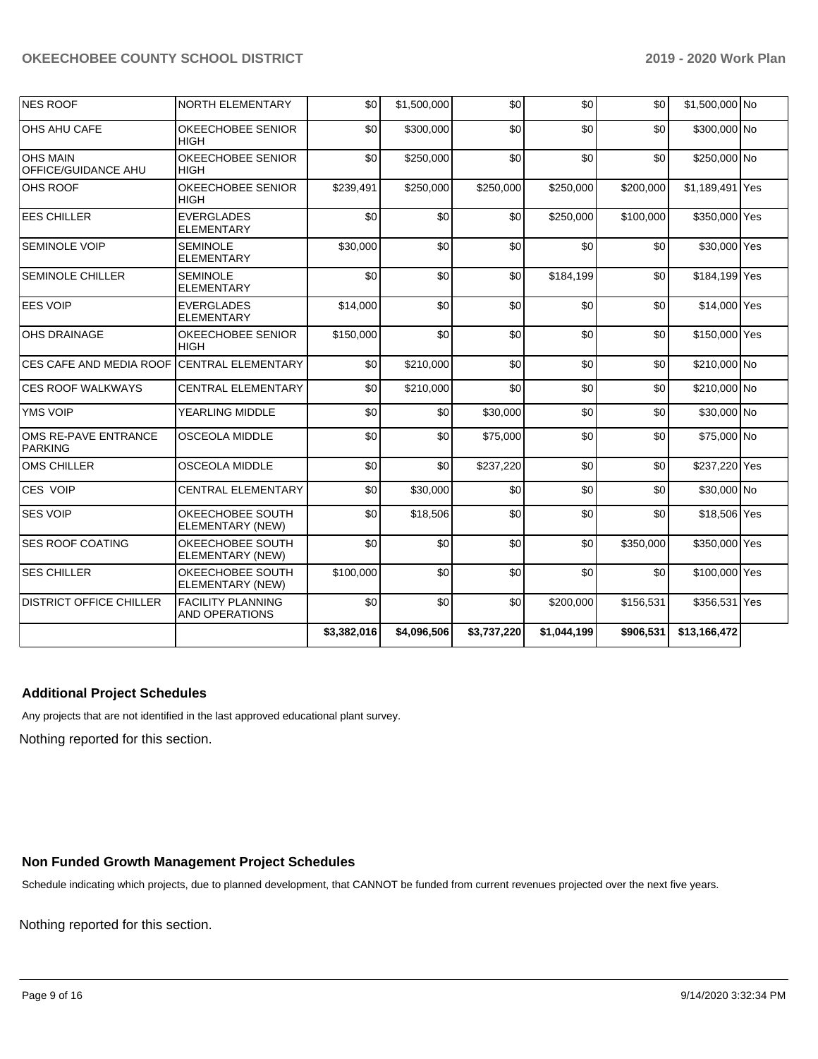| | | | | | | | | |
|---|---|---|---|---|---|---|---|---|
| NES ROOF | NORTH ELEMENTARY | $0 | $1,500,000 | $0 | $0 | $0 | $1,500,000 | No |
| OHS AHU CAFE | OKEECHOBEE SENIOR HIGH | $0 | $300,000 | $0 | $0 | $0 | $300,000 | No |
| OHS MAIN OFFICE/GUIDANCE AHU | OKEECHOBEE SENIOR HIGH | $0 | $250,000 | $0 | $0 | $0 | $250,000 | No |
| OHS ROOF | OKEECHOBEE SENIOR HIGH | $239,491 | $250,000 | $250,000 | $250,000 | $200,000 | $1,189,491 | Yes |
| EES CHILLER | EVERGLADES ELEMENTARY | $0 | $0 | $0 | $250,000 | $100,000 | $350,000 | Yes |
| SEMINOLE VOIP | SEMINOLE ELEMENTARY | $30,000 | $0 | $0 | $0 | $0 | $30,000 | Yes |
| SEMINOLE CHILLER | SEMINOLE ELEMENTARY | $0 | $0 | $0 | $184,199 | $0 | $184,199 | Yes |
| EES VOIP | EVERGLADES ELEMENTARY | $14,000 | $0 | $0 | $0 | $0 | $14,000 | Yes |
| OHS DRAINAGE | OKEECHOBEE SENIOR HIGH | $150,000 | $0 | $0 | $0 | $0 | $150,000 | Yes |
| CES CAFE AND MEDIA ROOF | CENTRAL ELEMENTARY | $0 | $210,000 | $0 | $0 | $0 | $210,000 | No |
| CES ROOF WALKWAYS | CENTRAL ELEMENTARY | $0 | $210,000 | $0 | $0 | $0 | $210,000 | No |
| YMS VOIP | YEARLING MIDDLE | $0 | $0 | $30,000 | $0 | $0 | $30,000 | No |
| OMS RE-PAVE ENTRANCE PARKING | OSCEOLA MIDDLE | $0 | $0 | $75,000 | $0 | $0 | $75,000 | No |
| OMS CHILLER | OSCEOLA MIDDLE | $0 | $0 | $237,220 | $0 | $0 | $237,220 | Yes |
| CES VOIP | CENTRAL ELEMENTARY | $0 | $30,000 | $0 | $0 | $0 | $30,000 | No |
| SES VOIP | OKEECHOBEE SOUTH ELEMENTARY (NEW) | $0 | $18,506 | $0 | $0 | $0 | $18,506 | Yes |
| SES ROOF COATING | OKEECHOBEE SOUTH ELEMENTARY (NEW) | $0 | $0 | $0 | $0 | $350,000 | $350,000 | Yes |
| SES CHILLER | OKEECHOBEE SOUTH ELEMENTARY (NEW) | $100,000 | $0 | $0 | $0 | $0 | $100,000 | Yes |
| DISTRICT OFFICE CHILLER | FACILITY PLANNING AND OPERATIONS | $0 | $0 | $0 | $200,000 | $156,531 | $356,531 | Yes |
| | | $3,382,016 | $4,096,506 | $3,737,220 | $1,044,199 | $906,531 | $13,166,472 | |

### Additional Project Schedules

Any projects that are not identified in the last approved educational plant survey.

Nothing reported for this section.

### Non Funded Growth Management Project Schedules

Schedule indicating which projects, due to planned development, that CANNOT be funded from current revenues projected over the next five years.

Nothing reported for this section.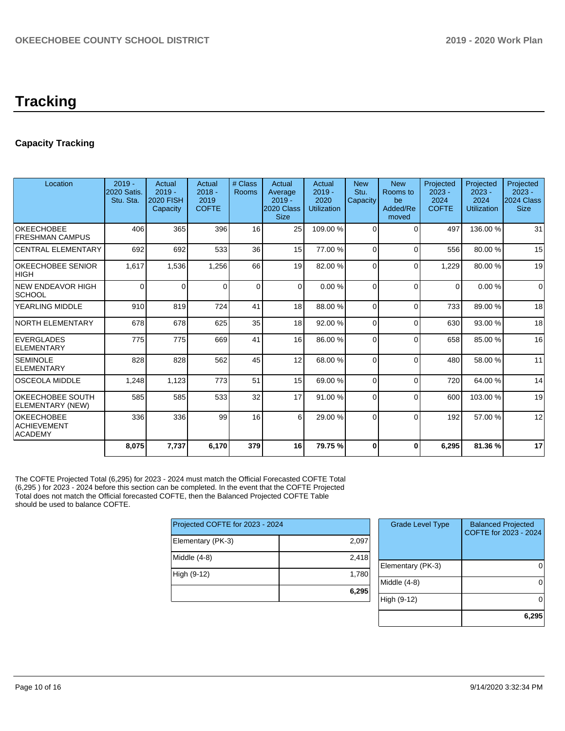# Tracking

## Capacity Tracking

| Location | 2019 - 2020 Satis. Stu. Sta. | Actual 2019 - 2020 FISH Capacity | Actual 2018 - 2019 COFTE | # Class Rooms | Actual Average 2019 - 2020 Class Size | Actual 2019 - 2020 Utilization | New Stu. Capacity | New Rooms to be Added/Removed | Projected 2023 - 2024 COFTE | Projected 2023 - 2024 Utilization | Projected 2023 - 2024 Class Size |
|---|---|---|---|---|---|---|---|---|---|---|---|
| OKEECHOBEE FRESHMAN CAMPUS | 406 | 365 | 396 | 16 | 25 | 109.00 % | 0 | 0 | 497 | 136.00 % | 31 |
| CENTRAL ELEMENTARY | 692 | 692 | 533 | 36 | 15 | 77.00 % | 0 | 0 | 556 | 80.00 % | 15 |
| OKEECHOBEE SENIOR HIGH | 1,617 | 1,536 | 1,256 | 66 | 19 | 82.00 % | 0 | 0 | 1,229 | 80.00 % | 19 |
| NEW ENDEAVOR HIGH SCHOOL | 0 | 0 | 0 | 0 | 0 | 0.00 % | 0 | 0 | 0 | 0.00 % | 0 |
| YEARLING MIDDLE | 910 | 819 | 724 | 41 | 18 | 88.00 % | 0 | 0 | 733 | 89.00 % | 18 |
| NORTH ELEMENTARY | 678 | 678 | 625 | 35 | 18 | 92.00 % | 0 | 0 | 630 | 93.00 % | 18 |
| EVERGLADES ELEMENTARY | 775 | 775 | 669 | 41 | 16 | 86.00 % | 0 | 0 | 658 | 85.00 % | 16 |
| SEMINOLE ELEMENTARY | 828 | 828 | 562 | 45 | 12 | 68.00 % | 0 | 0 | 480 | 58.00 % | 11 |
| OSCEOLA MIDDLE | 1,248 | 1,123 | 773 | 51 | 15 | 69.00 % | 0 | 0 | 720 | 64.00 % | 14 |
| OKEECHOBEE SOUTH ELEMENTARY (NEW) | 585 | 585 | 533 | 32 | 17 | 91.00 % | 0 | 0 | 600 | 103.00 % | 19 |
| OKEECHOBEE ACHIEVEMENT ACADEMY | 336 | 336 | 99 | 16 | 6 | 29.00 % | 0 | 0 | 192 | 57.00 % | 12 |
| | **8,075** | **7,737** | **6,170** | **379** | **16** | **79.75 %** | **0** | **0** | **6,295** | **81.36 %** | **17** |

The COFTE Projected Total (6,295) for 2023 - 2024 must match the Official Forecasted COFTE Total (6,295 ) for 2023 - 2024 before this section can be completed. In the event that the COFTE Projected Total does not match the Official forecasted COFTE, then the Balanced Projected COFTE Table should be used to balance COFTE.

| Projected COFTE for 2023 - 2024 | |
|---|---|
| Elementary (PK-3) | 2,097 |
| Middle (4-8) | 2,418 |
| High (9-12) | 1,780 |
| | **6,295** |

| Grade Level Type | Balanced Projected COFTE for 2023 - 2024 |
|---|---|
| Elementary (PK-3) | 0 |
| Middle (4-8) | 0 |
| High (9-12) | 0 |
| | **6,295** |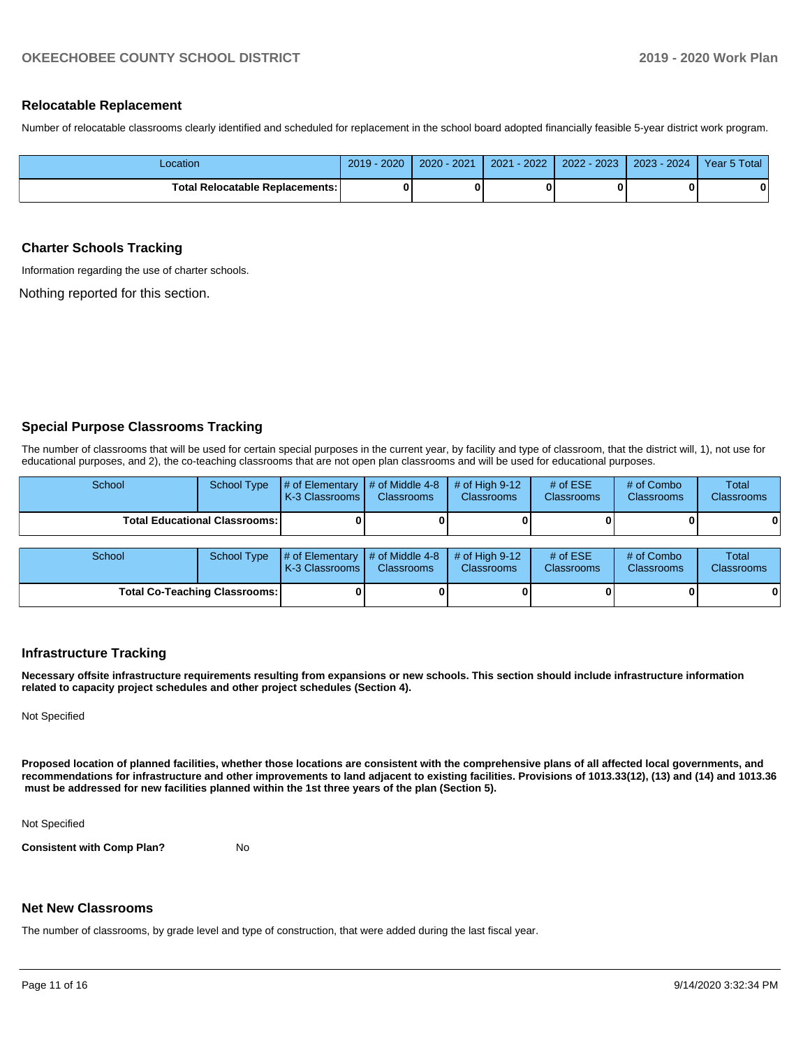## Relocatable Replacement

Number of relocatable classrooms clearly identified and scheduled for replacement in the school board adopted financially feasible 5-year district work program.

| Location | 2019 - 2020 | 2020 - 2021 | 2021 - 2022 | 2022 - 2023 | 2023 - 2024 | Year 5 Total |
|---|---|---|---|---|---|---|
| **Total Relocatable Replacements:** | **0** | **0** | **0** | **0** | **0** | **0** |

## Charter Schools Tracking

Information regarding the use of charter schools.

Nothing reported for this section.

## Special Purpose Classrooms Tracking

The number of classrooms that will be used for certain special purposes in the current year, by facility and type of classroom, that the district will, 1), not use for educational purposes, and 2), the co-teaching classrooms that are not open plan classrooms and will be used for educational purposes.

| School | School Type | # of Elementary K-3 Classrooms | # of Middle 4-8 Classrooms | # of High 9-12 Classrooms | # of ESE Classrooms | # of Combo Classrooms | Total Classrooms |
|---|---|---|---|---|---|---|---|
| **Total Educational Classrooms:** | | **0** | **0** | **0** | **0** | **0** | **0** |

| School | School Type | # of Elementary K-3 Classrooms | # of Middle 4-8 Classrooms | # of High 9-12 Classrooms | # of ESE Classrooms | # of Combo Classrooms | Total Classrooms |
|---|---|---|---|---|---|---|---|
| **Total Co-Teaching Classrooms:** | | **0** | **0** | **0** | **0** | **0** | **0** |

## Infrastructure Tracking

**Necessary offsite infrastructure requirements resulting from expansions or new schools. This section should include infrastructure information related to capacity project schedules and other project schedules (Section 4).**

Not Specified

**Proposed location of planned facilities, whether those locations are consistent with the comprehensive plans of all affected local governments, and recommendations for infrastructure and other improvements to land adjacent to existing facilities. Provisions of 1013.33(12), (13) and (14) and 1013.36 must be addressed for new facilities planned within the 1st three years of the plan (Section 5).**

Not Specified

**Consistent with Comp Plan?** No

## Net New Classrooms

The number of classrooms, by grade level and type of construction, that were added during the last fiscal year.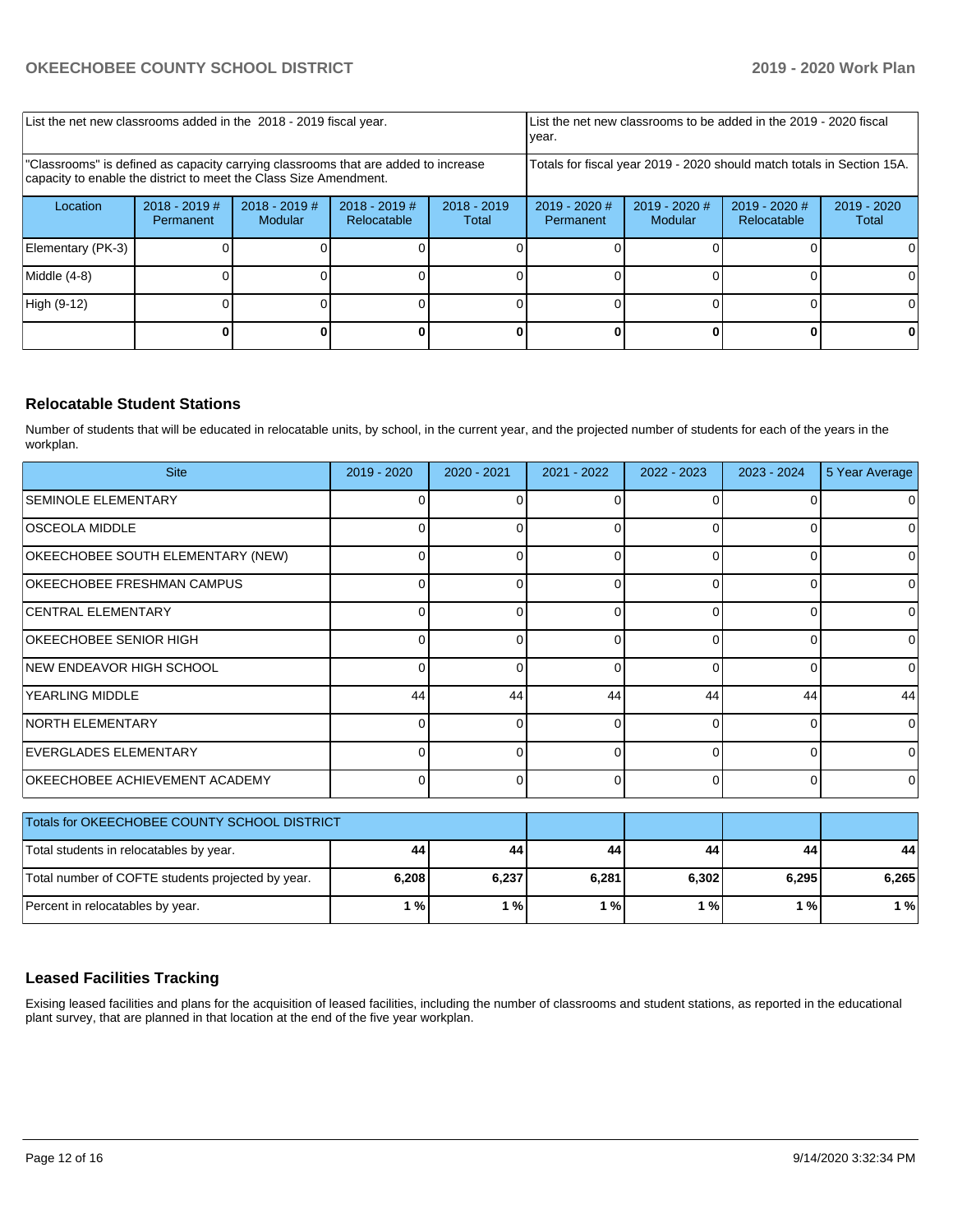| List the net new classrooms added in the 2018 - 2019 fiscal year. | | | | | List the net new classrooms to be added in the 2019 - 2020 fiscal year. | | | |
|---|---|---|---|---|---|---|---|---|
| "Classrooms" is defined as capacity carrying classrooms that are added to increase capacity to enable the district to meet the Class Size Amendment. | | | | | Totals for fiscal year 2019 - 2020 should match totals in Section 15A. | | | |
| Location | 2018 - 2019 # Permanent | 2018 - 2019 # Modular | 2018 - 2019 # Relocatable | 2018 - 2019 Total | 2019 - 2020 # Permanent | 2019 - 2020 # Modular | 2019 - 2020 # Relocatable | 2019 - 2020 Total |
| Elementary (PK-3) | 0 | 0 | 0 | 0 | 0 | 0 | 0 | 0 |
| Middle (4-8) | 0 | 0 | 0 | 0 | 0 | 0 | 0 | 0 |
| High (9-12) | 0 | 0 | 0 | 0 | 0 | 0 | 0 | 0 |
| | **0** | **0** | **0** | **0** | **0** | **0** | **0** | **0** |

## Relocatable Student Stations

Number of students that will be educated in relocatable units, by school, in the current year, and the projected number of students for each of the years in the workplan.

| Site | 2019 - 2020 | 2020 - 2021 | 2021 - 2022 | 2022 - 2023 | 2023 - 2024 | 5 Year Average |
|---|---|---|---|---|---|---|
| SEMINOLE ELEMENTARY | 0 | 0 | 0 | 0 | 0 | 0 |
| OSCEOLA MIDDLE | 0 | 0 | 0 | 0 | 0 | 0 |
| OKEECHOBEE SOUTH ELEMENTARY (NEW) | 0 | 0 | 0 | 0 | 0 | 0 |
| OKEECHOBEE FRESHMAN CAMPUS | 0 | 0 | 0 | 0 | 0 | 0 |
| CENTRAL ELEMENTARY | 0 | 0 | 0 | 0 | 0 | 0 |
| OKEECHOBEE SENIOR HIGH | 0 | 0 | 0 | 0 | 0 | 0 |
| NEW ENDEAVOR HIGH SCHOOL | 0 | 0 | 0 | 0 | 0 | 0 |
| YEARLING MIDDLE | 44 | 44 | 44 | 44 | 44 | 44 |
| NORTH ELEMENTARY | 0 | 0 | 0 | 0 | 0 | 0 |
| EVERGLADES ELEMENTARY | 0 | 0 | 0 | 0 | 0 | 0 |
| OKEECHOBEE ACHIEVEMENT ACADEMY | 0 | 0 | 0 | 0 | 0 | 0 |

| Totals for OKEECHOBEE COUNTY SCHOOL DISTRICT | | | | | | |
|---|---|---|---|---|---|---|
| Total students in relocatables by year. | **44** | **44** | **44** | **44** | **44** | **44** |
| Total number of COFTE students projected by year. | **6,208** | **6,237** | **6,281** | **6,302** | **6,295** | **6,265** |
| Percent in relocatables by year. | **1 %** | **1 %** | **1 %** | **1 %** | **1 %** | **1 %** |

## Leased Facilities Tracking

Exising leased facilities and plans for the acquisition of leased facilities, including the number of classrooms and student stations, as reported in the educational plant survey, that are planned in that location at the end of the five year workplan.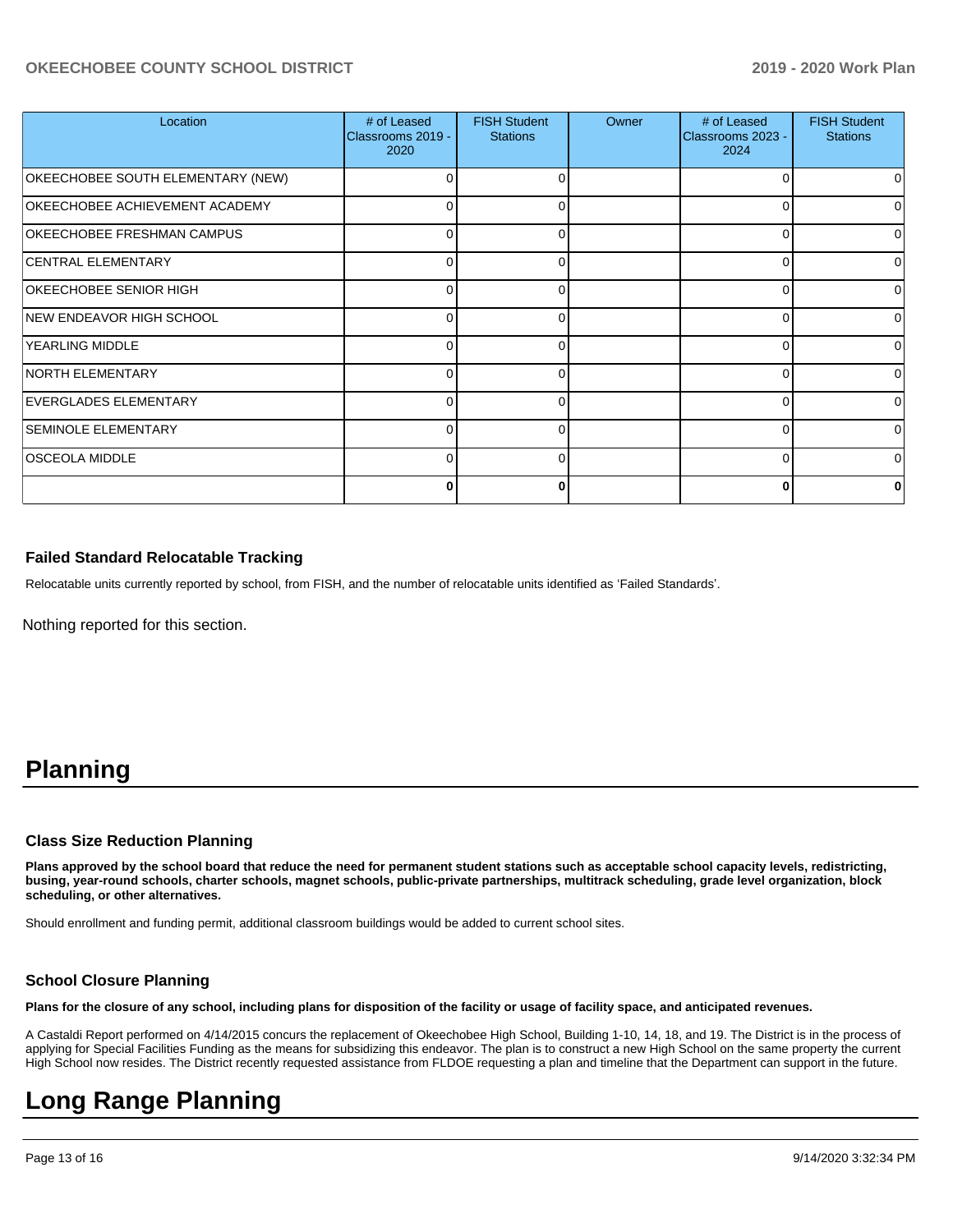| Location | # of Leased Classrooms 2019 - 2020 | FISH Student Stations | Owner | # of Leased Classrooms 2023 - 2024 | FISH Student Stations |
|---|---|---|---|---|---|
| OKEECHOBEE SOUTH ELEMENTARY (NEW) | 0 | 0 | | 0 | 0 |
| OKEECHOBEE ACHIEVEMENT ACADEMY | 0 | 0 | | 0 | 0 |
| OKEECHOBEE FRESHMAN CAMPUS | 0 | 0 | | 0 | 0 |
| CENTRAL ELEMENTARY | 0 | 0 | | 0 | 0 |
| OKEECHOBEE SENIOR HIGH | 0 | 0 | | 0 | 0 |
| NEW ENDEAVOR HIGH SCHOOL | 0 | 0 | | 0 | 0 |
| YEARLING MIDDLE | 0 | 0 | | 0 | 0 |
| NORTH ELEMENTARY | 0 | 0 | | 0 | 0 |
| EVERGLADES ELEMENTARY | 0 | 0 | | 0 | 0 |
| SEMINOLE ELEMENTARY | 0 | 0 | | 0 | 0 |
| OSCEOLA MIDDLE | 0 | 0 | | 0 | 0 |
| | **0** | **0** | | **0** | **0** |

### Failed Standard Relocatable Tracking

Relocatable units currently reported by school, from FISH, and the number of relocatable units identified as 'Failed Standards'.

Nothing reported for this section.

# Planning

### Class Size Reduction Planning

**Plans approved by the school board that reduce the need for permanent student stations such as acceptable school capacity levels, redistricting, busing, year-round schools, charter schools, magnet schools, public-private partnerships, multitrack scheduling, grade level organization, block scheduling, or other alternatives.**

Should enrollment and funding permit, additional classroom buildings would be added to current school sites.

### School Closure Planning

**Plans for the closure of any school, including plans for disposition of the facility or usage of facility space, and anticipated revenues.**

A Castaldi Report performed on 4/14/2015 concurs the replacement of Okeechobee High School, Building 1-10, 14, 18, and 19. The District is in the process of applying for Special Facilities Funding as the means for subsidizing this endeavor. The plan is to construct a new High School on the same property the current High School now resides. The District recently requested assistance from FLDOE requesting a plan and timeline that the Department can support in the future.

# Long Range Planning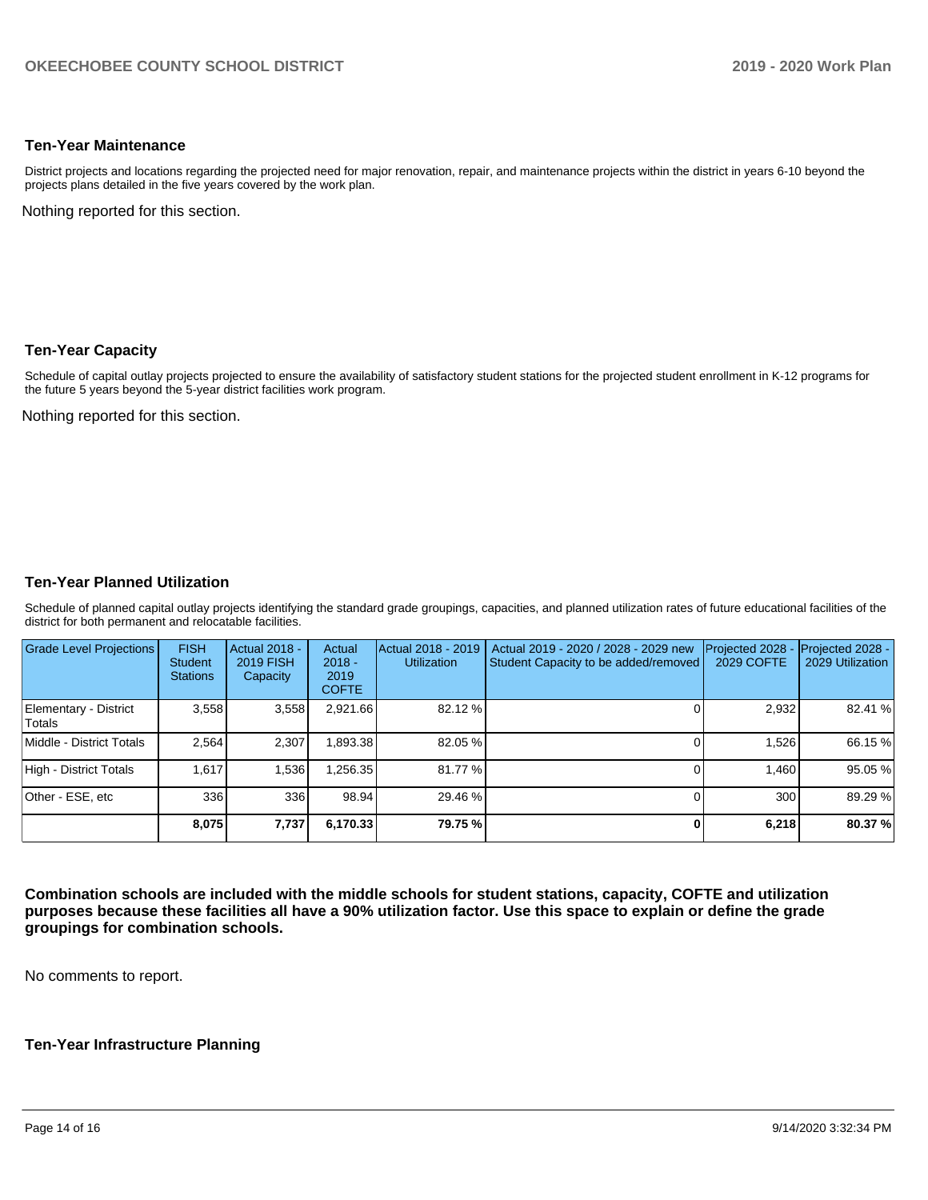## Ten-Year Maintenance

District projects and locations regarding the projected need for major renovation, repair, and maintenance projects within the district in years 6-10 beyond the projects plans detailed in the five years covered by the work plan.

Nothing reported for this section.

## Ten-Year Capacity

Schedule of capital outlay projects projected to ensure the availability of satisfactory student stations for the projected student enrollment in K-12 programs for the future 5 years beyond the 5-year district facilities work program.

Nothing reported for this section.

## Ten-Year Planned Utilization

Schedule of planned capital outlay projects identifying the standard grade groupings, capacities, and planned utilization rates of future educational facilities of the district for both permanent and relocatable facilities.

| Grade Level Projections | FISH Student Stations | Actual 2018 - 2019 FISH Capacity | Actual 2018 - 2019 COFTE | Actual 2018 - 2019 Utilization | Actual 2019 - 2020 / 2028 - 2029 new Student Capacity to be added/removed | Projected 2028 - 2029 COFTE | Projected 2028 - 2029 Utilization |
|---|---|---|---|---|---|---|---|
| Elementary - District Totals | 3,558 | 3,558 | 2,921.66 | 82.12 % | 0 | 2,932 | 82.41 % |
| Middle - District Totals | 2,564 | 2,307 | 1,893.38 | 82.05 % | 0 | 1,526 | 66.15 % |
| High - District Totals | 1,617 | 1,536 | 1,256.35 | 81.77 % | 0 | 1,460 | 95.05 % |
| Other - ESE, etc | 336 | 336 | 98.94 | 29.46 % | 0 | 300 | 89.29 % |
| | **8,075** | **7,737** | **6,170.33** | **79.75 %** | **0** | **6,218** | **80.37 %** |

**Combination schools are included with the middle schools for student stations, capacity, COFTE and utilization purposes because these facilities all have a 90% utilization factor. Use this space to explain or define the grade groupings for combination schools.**

No comments to report.

## Ten-Year Infrastructure Planning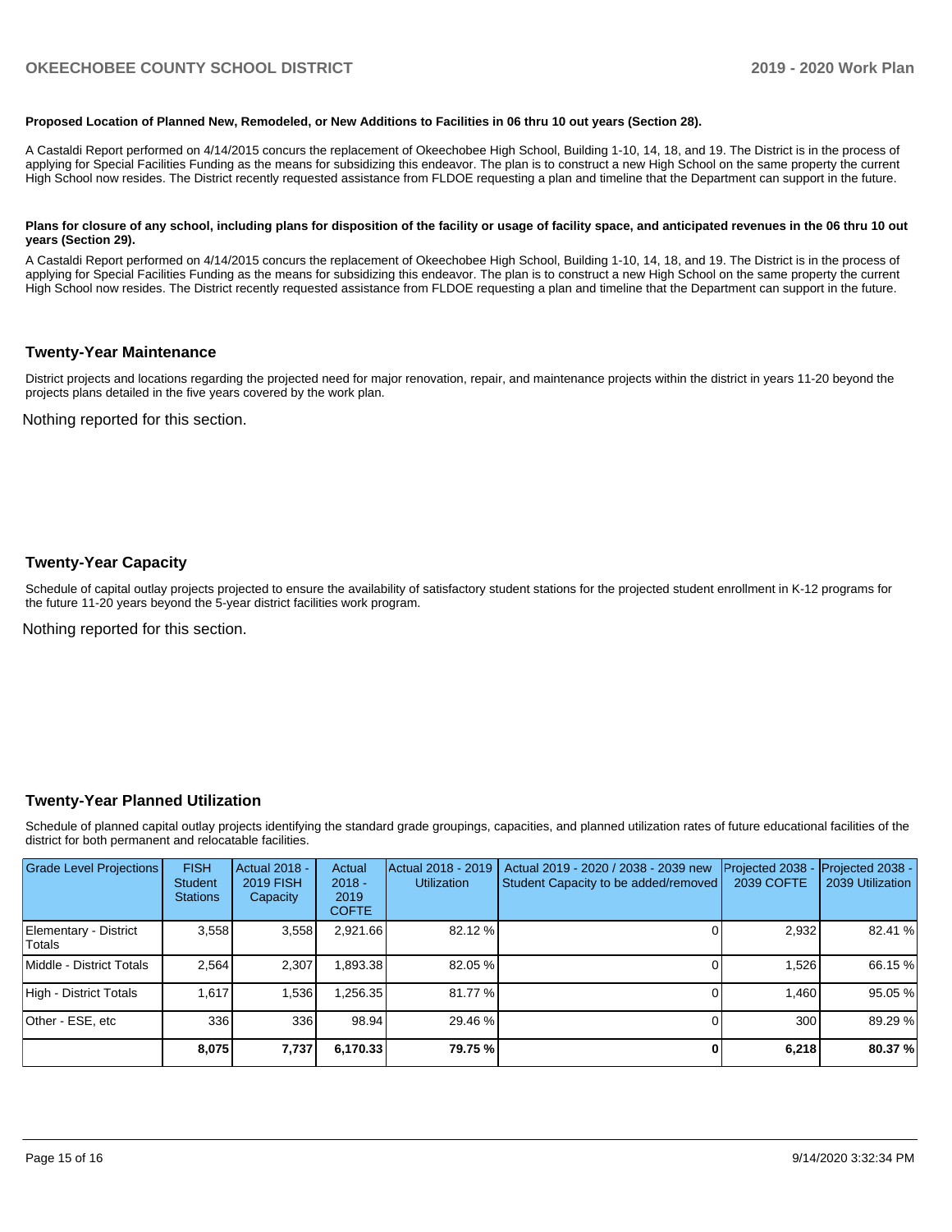**Proposed Location of Planned New, Remodeled, or New Additions to Facilities in 06 thru 10 out years (Section 28).**

A Castaldi Report performed on 4/14/2015 concurs the replacement of Okeechobee High School, Building 1-10, 14, 18, and 19. The District is in the process of applying for Special Facilities Funding as the means for subsidizing this endeavor. The plan is to construct a new High School on the same property the current High School now resides. The District recently requested assistance from FLDOE requesting a plan and timeline that the Department can support in the future.

**Plans for closure of any school, including plans for disposition of the facility or usage of facility space, and anticipated revenues in the 06 thru 10 out years (Section 29).**

A Castaldi Report performed on 4/14/2015 concurs the replacement of Okeechobee High School, Building 1-10, 14, 18, and 19. The District is in the process of applying for Special Facilities Funding as the means for subsidizing this endeavor. The plan is to construct a new High School on the same property the current High School now resides. The District recently requested assistance from FLDOE requesting a plan and timeline that the Department can support in the future.

## Twenty-Year Maintenance

District projects and locations regarding the projected need for major renovation, repair, and maintenance projects within the district in years 11-20 beyond the projects plans detailed in the five years covered by the work plan.

Nothing reported for this section.

## Twenty-Year Capacity

Schedule of capital outlay projects projected to ensure the availability of satisfactory student stations for the projected student enrollment in K-12 programs for the future 11-20 years beyond the 5-year district facilities work program.

Nothing reported for this section.

## Twenty-Year Planned Utilization

Schedule of planned capital outlay projects identifying the standard grade groupings, capacities, and planned utilization rates of future educational facilities of the district for both permanent and relocatable facilities.

| Grade Level Projections | FISH Student Stations | Actual 2018 - 2019 FISH Capacity | Actual 2018 - 2019 COFTE | Actual 2018 - 2019 Utilization | Actual 2019 - 2020 / 2038 - 2039 new Student Capacity to be added/removed | Projected 2038 - 2039 COFTE | Projected 2038 - 2039 Utilization |
|---|---|---|---|---|---|---|---|
| Elementary - District Totals | 3,558 | 3,558 | 2,921.66 | 82.12 % | 0 | 2,932 | 82.41 % |
| Middle - District Totals | 2,564 | 2,307 | 1,893.38 | 82.05 % | 0 | 1,526 | 66.15 % |
| High - District Totals | 1,617 | 1,536 | 1,256.35 | 81.77 % | 0 | 1,460 | 95.05 % |
| Other - ESE, etc | 336 | 336 | 98.94 | 29.46 % | 0 | 300 | 89.29 % |
| | **8,075** | **7,737** | **6,170.33** | **79.75 %** | **0** | **6,218** | **80.37 %** |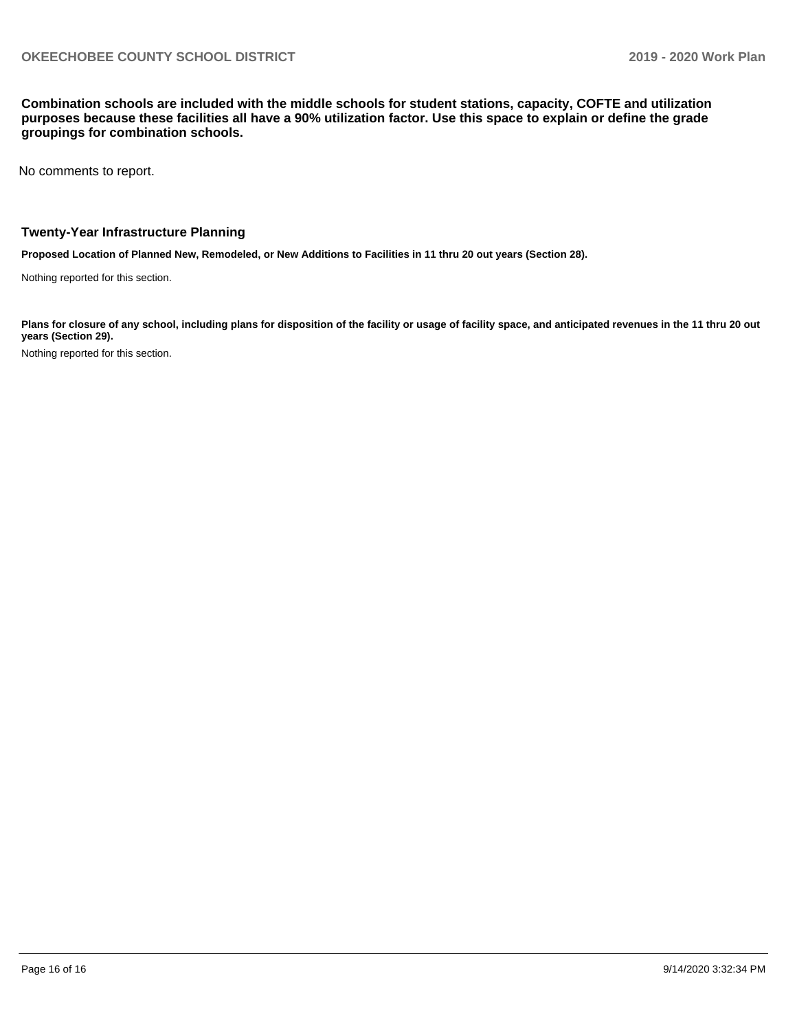**Combination schools are included with the middle schools for student stations, capacity, COFTE and utilization purposes because these facilities all have a 90% utilization factor. Use this space to explain or define the grade groupings for combination schools.**

No comments to report.

## Twenty-Year Infrastructure Planning

**Proposed Location of Planned New, Remodeled, or New Additions to Facilities in 11 thru 20 out years (Section 28).**

Nothing reported for this section.

**Plans for closure of any school, including plans for disposition of the facility or usage of facility space, and anticipated revenues in the 11 thru 20 out years (Section 29).**

Nothing reported for this section.